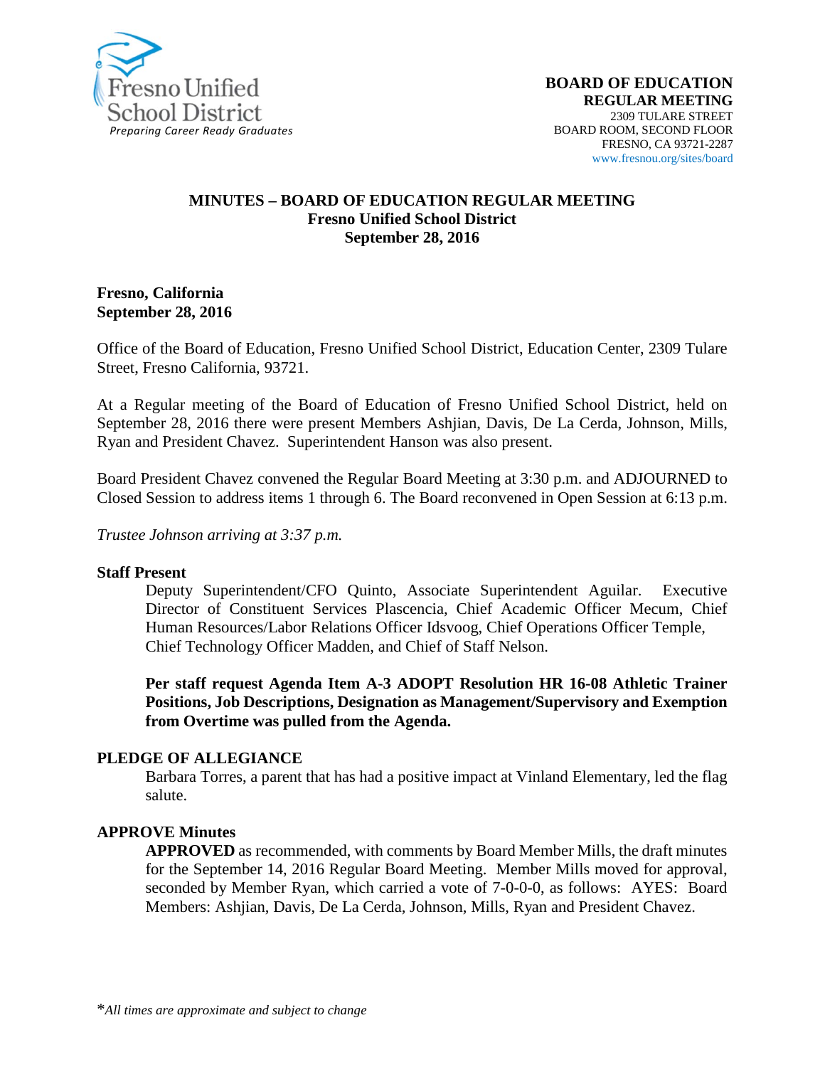Fresno Unified School District
*Preparing Career Ready Graduates*

**BOARD OF EDUCATION**
**REGULAR MEETING**
2309 TULARE STREET
BOARD ROOM, SECOND FLOOR
FRESNO, CA 93721-2287
www.fresnou.org/sites/board

# MINUTES – BOARD OF EDUCATION REGULAR MEETING
## Fresno Unified School District
## September 28, 2016

**Fresno, California**
**September 28, 2016**

Office of the Board of Education, Fresno Unified School District, Education Center, 2309 Tulare Street, Fresno California, 93721.

At a Regular meeting of the Board of Education of Fresno Unified School District, held on September 28, 2016 there were present Members Ashjian, Davis, De La Cerda, Johnson, Mills, Ryan and President Chavez. Superintendent Hanson was also present.

Board President Chavez convened the Regular Board Meeting at 3:30 p.m. and ADJOURNED to Closed Session to address items 1 through 6. The Board reconvened in Open Session at 6:13 p.m.

*Trustee Johnson arriving at 3:37 p.m.*

**Staff Present**

Deputy Superintendent/CFO Quinto, Associate Superintendent Aguilar. Executive Director of Constituent Services Plascencia, Chief Academic Officer Mecum, Chief Human Resources/Labor Relations Officer Idsvoog, Chief Operations Officer Temple, Chief Technology Officer Madden, and Chief of Staff Nelson.

**Per staff request Agenda Item A-3 ADOPT Resolution HR 16-08 Athletic Trainer Positions, Job Descriptions, Designation as Management/Supervisory and Exemption from Overtime was pulled from the Agenda.**

**PLEDGE OF ALLEGIANCE**

Barbara Torres, a parent that has had a positive impact at Vinland Elementary, led the flag salute.

**APPROVE Minutes**

**APPROVED** as recommended, with comments by Board Member Mills, the draft minutes for the September 14, 2016 Regular Board Meeting. Member Mills moved for approval, seconded by Member Ryan, which carried a vote of 7-0-0-0, as follows: AYES: Board Members: Ashjian, Davis, De La Cerda, Johnson, Mills, Ryan and President Chavez.

\**All times are approximate and subject to change*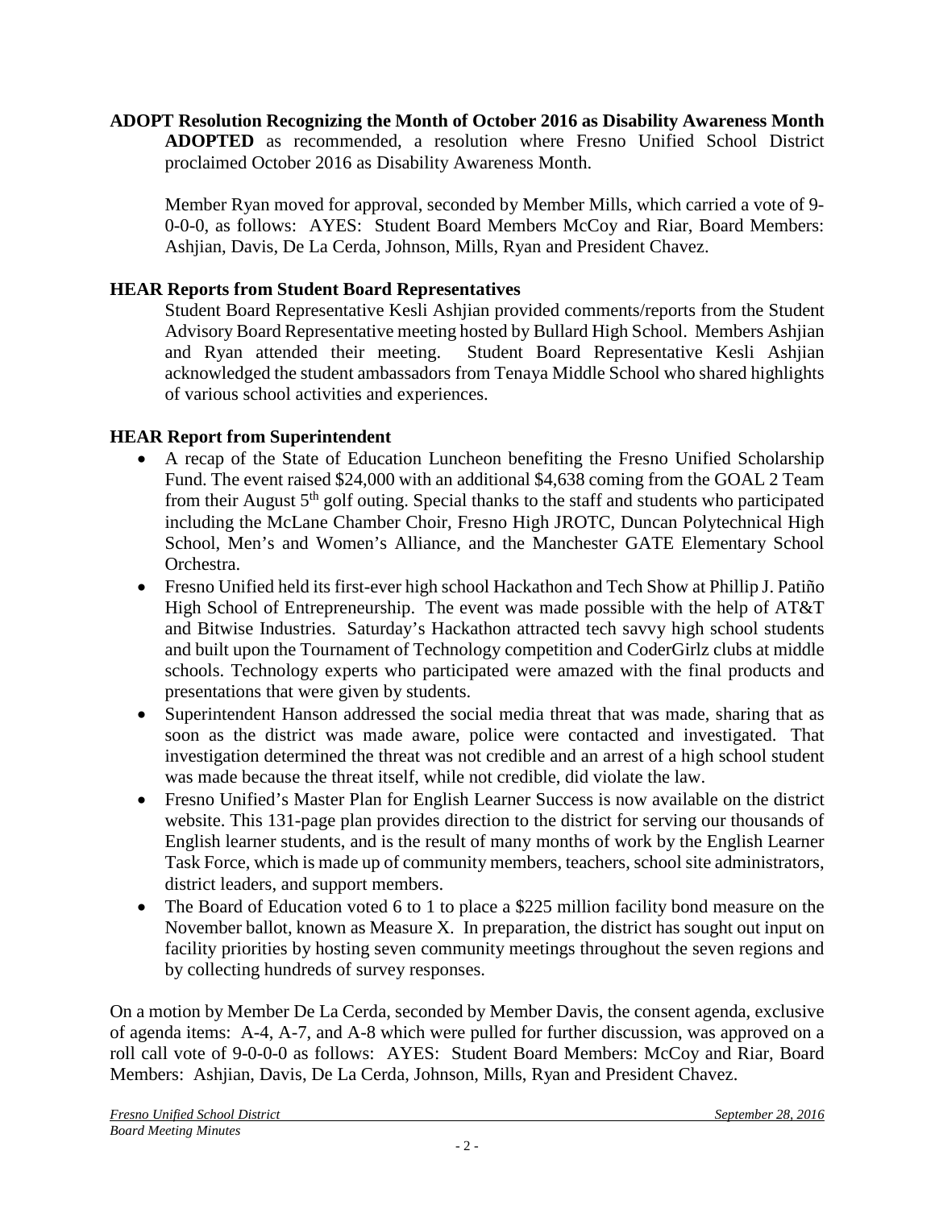**ADOPT Resolution Recognizing the Month of October 2016 as Disability Awareness Month**

**ADOPTED** as recommended, a resolution where Fresno Unified School District proclaimed October 2016 as Disability Awareness Month.

Member Ryan moved for approval, seconded by Member Mills, which carried a vote of 9-0-0-0, as follows: AYES: Student Board Members McCoy and Riar, Board Members: Ashjian, Davis, De La Cerda, Johnson, Mills, Ryan and President Chavez.

**HEAR Reports from Student Board Representatives**

Student Board Representative Kesli Ashjian provided comments/reports from the Student Advisory Board Representative meeting hosted by Bullard High School. Members Ashjian and Ryan attended their meeting. Student Board Representative Kesli Ashjian acknowledged the student ambassadors from Tenaya Middle School who shared highlights of various school activities and experiences.

**HEAR Report from Superintendent**

- A recap of the State of Education Luncheon benefiting the Fresno Unified Scholarship Fund. The event raised $24,000 with an additional $4,638 coming from the GOAL 2 Team from their August 5th golf outing. Special thanks to the staff and students who participated including the McLane Chamber Choir, Fresno High JROTC, Duncan Polytechnical High School, Men's and Women's Alliance, and the Manchester GATE Elementary School Orchestra.
- Fresno Unified held its first-ever high school Hackathon and Tech Show at Phillip J. Patiño High School of Entrepreneurship. The event was made possible with the help of AT&T and Bitwise Industries. Saturday's Hackathon attracted tech savvy high school students and built upon the Tournament of Technology competition and CoderGirlz clubs at middle schools. Technology experts who participated were amazed with the final products and presentations that were given by students.
- Superintendent Hanson addressed the social media threat that was made, sharing that as soon as the district was made aware, police were contacted and investigated. That investigation determined the threat was not credible and an arrest of a high school student was made because the threat itself, while not credible, did violate the law.
- Fresno Unified's Master Plan for English Learner Success is now available on the district website. This 131-page plan provides direction to the district for serving our thousands of English learner students, and is the result of many months of work by the English Learner Task Force, which is made up of community members, teachers, school site administrators, district leaders, and support members.
- The Board of Education voted 6 to 1 to place a $225 million facility bond measure on the November ballot, known as Measure X. In preparation, the district has sought out input on facility priorities by hosting seven community meetings throughout the seven regions and by collecting hundreds of survey responses.

On a motion by Member De La Cerda, seconded by Member Davis, the consent agenda, exclusive of agenda items: A-4, A-7, and A-8 which were pulled for further discussion, was approved on a roll call vote of 9-0-0-0 as follows: AYES: Student Board Members: McCoy and Riar, Board Members: Ashjian, Davis, De La Cerda, Johnson, Mills, Ryan and President Chavez.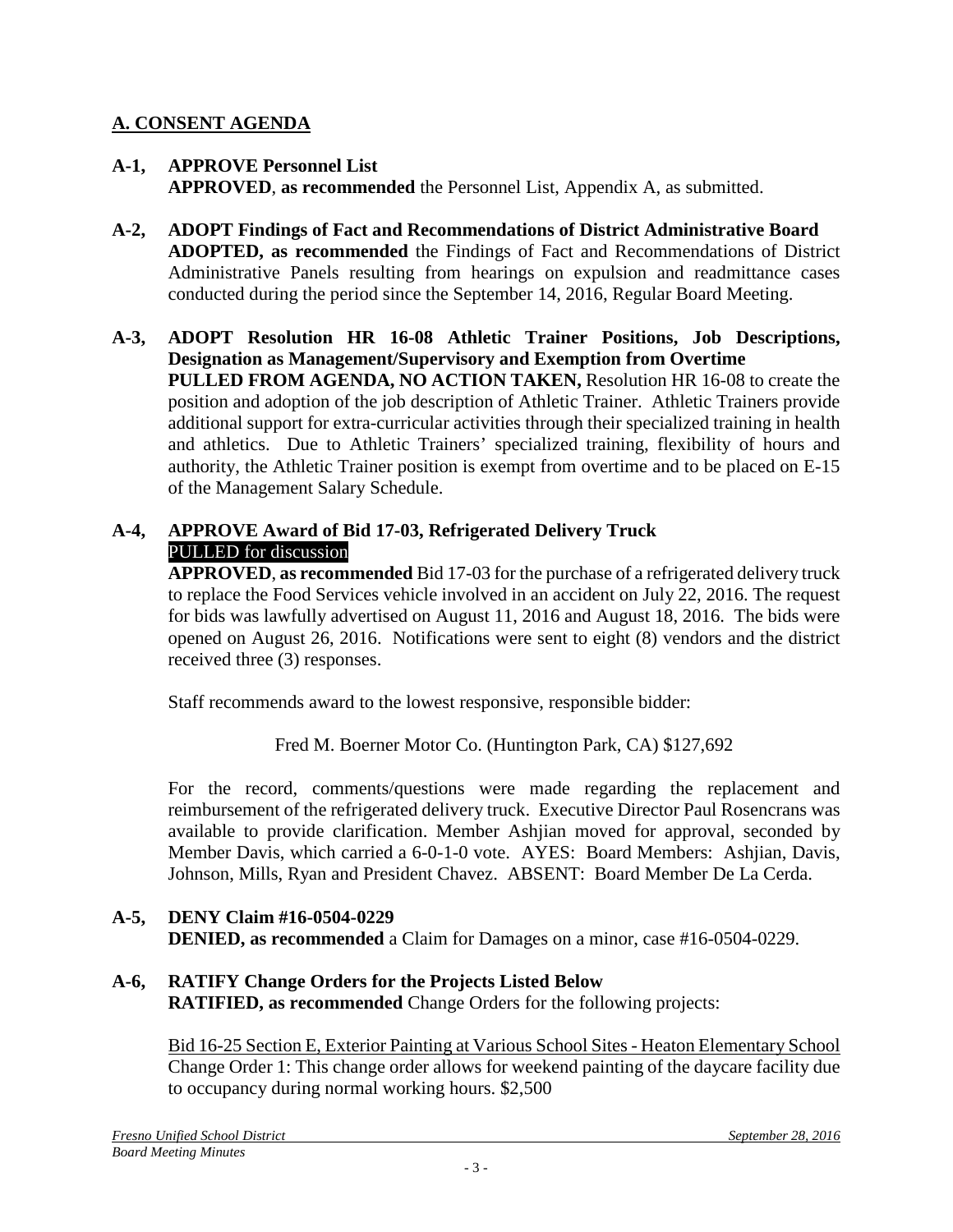## A. CONSENT AGENDA

**A-1, APPROVE Personnel List**
**APPROVED**, **as recommended** the Personnel List, Appendix A, as submitted.

**A-2, ADOPT Findings of Fact and Recommendations of District Administrative Board**
**ADOPTED, as recommended** the Findings of Fact and Recommendations of District Administrative Panels resulting from hearings on expulsion and readmittance cases conducted during the period since the September 14, 2016, Regular Board Meeting.

**A-3, ADOPT Resolution HR 16-08 Athletic Trainer Positions, Job Descriptions, Designation as Management/Supervisory and Exemption from Overtime**
**PULLED FROM AGENDA, NO ACTION TAKEN,** Resolution HR 16-08 to create the position and adoption of the job description of Athletic Trainer. Athletic Trainers provide additional support for extra-curricular activities through their specialized training in health and athletics. Due to Athletic Trainers' specialized training, flexibility of hours and authority, the Athletic Trainer position is exempt from overtime and to be placed on E-15 of the Management Salary Schedule.

**A-4, APPROVE Award of Bid 17-03, Refrigerated Delivery Truck**
PULLED for discussion
**APPROVED**, **as recommended** Bid 17-03 for the purchase of a refrigerated delivery truck to replace the Food Services vehicle involved in an accident on July 22, 2016. The request for bids was lawfully advertised on August 11, 2016 and August 18, 2016. The bids were opened on August 26, 2016. Notifications were sent to eight (8) vendors and the district received three (3) responses.

Staff recommends award to the lowest responsive, responsible bidder:

Fred M. Boerner Motor Co. (Huntington Park, CA) $127,692

For the record, comments/questions were made regarding the replacement and reimbursement of the refrigerated delivery truck. Executive Director Paul Rosencrans was available to provide clarification. Member Ashjian moved for approval, seconded by Member Davis, which carried a 6-0-1-0 vote. AYES: Board Members: Ashjian, Davis, Johnson, Mills, Ryan and President Chavez. ABSENT: Board Member De La Cerda.

**A-5, DENY Claim #16-0504-0229**
**DENIED, as recommended** a Claim for Damages on a minor, case #16-0504-0229.

**A-6, RATIFY Change Orders for the Projects Listed Below**
**RATIFIED, as recommended** Change Orders for the following projects:

Bid 16-25 Section E, Exterior Painting at Various School Sites - Heaton Elementary School
Change Order 1: This change order allows for weekend painting of the daycare facility due to occupancy during normal working hours. $2,500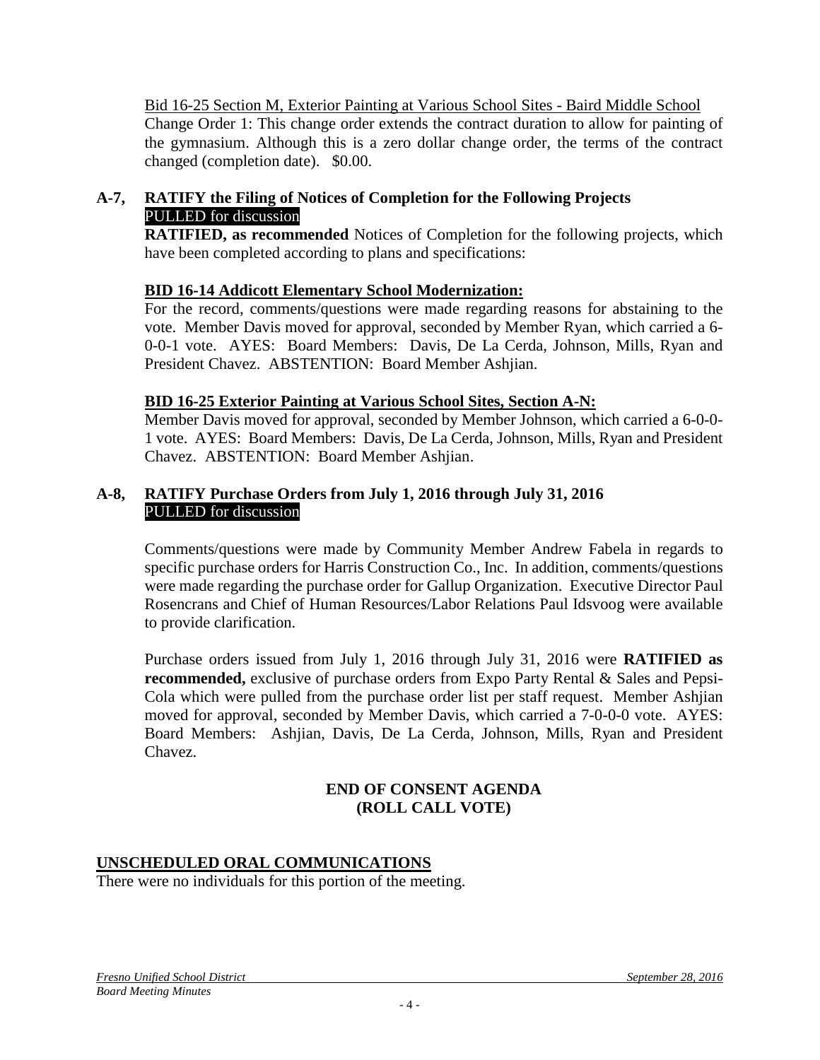Bid 16-25 Section M, Exterior Painting at Various School Sites - Baird Middle School
Change Order 1: This change order extends the contract duration to allow for painting of the gymnasium. Although this is a zero dollar change order, the terms of the contract changed (completion date). $0.00.

## A-7, RATIFY the Filing of Notices of Completion for the Following Projects

PULLED for discussion

**RATIFIED, as recommended** Notices of Completion for the following projects, which have been completed according to plans and specifications:

**BID 16-14 Addicott Elementary School Modernization:**

For the record, comments/questions were made regarding reasons for abstaining to the vote. Member Davis moved for approval, seconded by Member Ryan, which carried a 6-0-0-1 vote. AYES: Board Members: Davis, De La Cerda, Johnson, Mills, Ryan and President Chavez. ABSTENTION: Board Member Ashjian.

**BID 16-25 Exterior Painting at Various School Sites, Section A-N:**

Member Davis moved for approval, seconded by Member Johnson, which carried a 6-0-0-1 vote. AYES: Board Members: Davis, De La Cerda, Johnson, Mills, Ryan and President Chavez. ABSTENTION: Board Member Ashjian.

## A-8, RATIFY Purchase Orders from July 1, 2016 through July 31, 2016

PULLED for discussion

Comments/questions were made by Community Member Andrew Fabela in regards to specific purchase orders for Harris Construction Co., Inc. In addition, comments/questions were made regarding the purchase order for Gallup Organization. Executive Director Paul Rosencrans and Chief of Human Resources/Labor Relations Paul Idsvoog were available to provide clarification.

Purchase orders issued from July 1, 2016 through July 31, 2016 were **RATIFIED as recommended,** exclusive of purchase orders from Expo Party Rental & Sales and Pepsi-Cola which were pulled from the purchase order list per staff request. Member Ashjian moved for approval, seconded by Member Davis, which carried a 7-0-0-0 vote. AYES: Board Members: Ashjian, Davis, De La Cerda, Johnson, Mills, Ryan and President Chavez.

**END OF CONSENT AGENDA**
**(ROLL CALL VOTE)**

## UNSCHEDULED ORAL COMMUNICATIONS

There were no individuals for this portion of the meeting.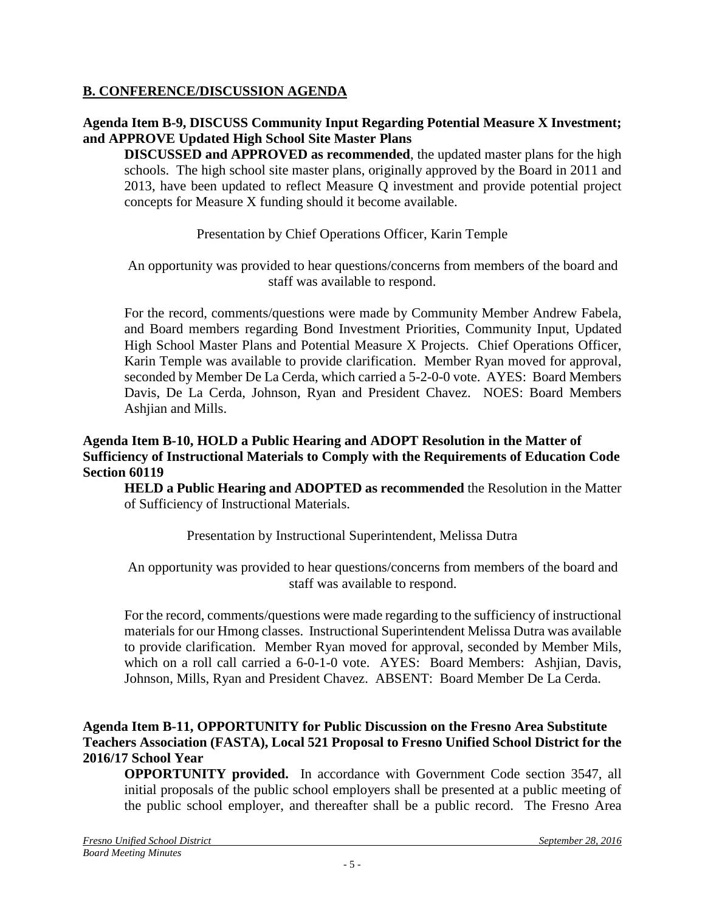## B. CONFERENCE/DISCUSSION AGENDA

**Agenda Item B-9, DISCUSS Community Input Regarding Potential Measure X Investment; and APPROVE Updated High School Site Master Plans**

**DISCUSSED and APPROVED as recommended**, the updated master plans for the high schools. The high school site master plans, originally approved by the Board in 2011 and 2013, have been updated to reflect Measure Q investment and provide potential project concepts for Measure X funding should it become available.

Presentation by Chief Operations Officer, Karin Temple

An opportunity was provided to hear questions/concerns from members of the board and staff was available to respond.

For the record, comments/questions were made by Community Member Andrew Fabela, and Board members regarding Bond Investment Priorities, Community Input, Updated High School Master Plans and Potential Measure X Projects. Chief Operations Officer, Karin Temple was available to provide clarification. Member Ryan moved for approval, seconded by Member De La Cerda, which carried a 5-2-0-0 vote. AYES: Board Members Davis, De La Cerda, Johnson, Ryan and President Chavez. NOES: Board Members Ashjian and Mills.

**Agenda Item B-10, HOLD a Public Hearing and ADOPT Resolution in the Matter of Sufficiency of Instructional Materials to Comply with the Requirements of Education Code Section 60119**

**HELD a Public Hearing and ADOPTED as recommended** the Resolution in the Matter of Sufficiency of Instructional Materials.

Presentation by Instructional Superintendent, Melissa Dutra

An opportunity was provided to hear questions/concerns from members of the board and staff was available to respond.

For the record, comments/questions were made regarding to the sufficiency of instructional materials for our Hmong classes. Instructional Superintendent Melissa Dutra was available to provide clarification. Member Ryan moved for approval, seconded by Member Mils, which on a roll call carried a 6-0-1-0 vote. AYES: Board Members: Ashjian, Davis, Johnson, Mills, Ryan and President Chavez. ABSENT: Board Member De La Cerda.

**Agenda Item B-11, OPPORTUNITY for Public Discussion on the Fresno Area Substitute Teachers Association (FASTA), Local 521 Proposal to Fresno Unified School District for the 2016/17 School Year**

**OPPORTUNITY provided.** In accordance with Government Code section 3547, all initial proposals of the public school employers shall be presented at a public meeting of the public school employer, and thereafter shall be a public record. The Fresno Area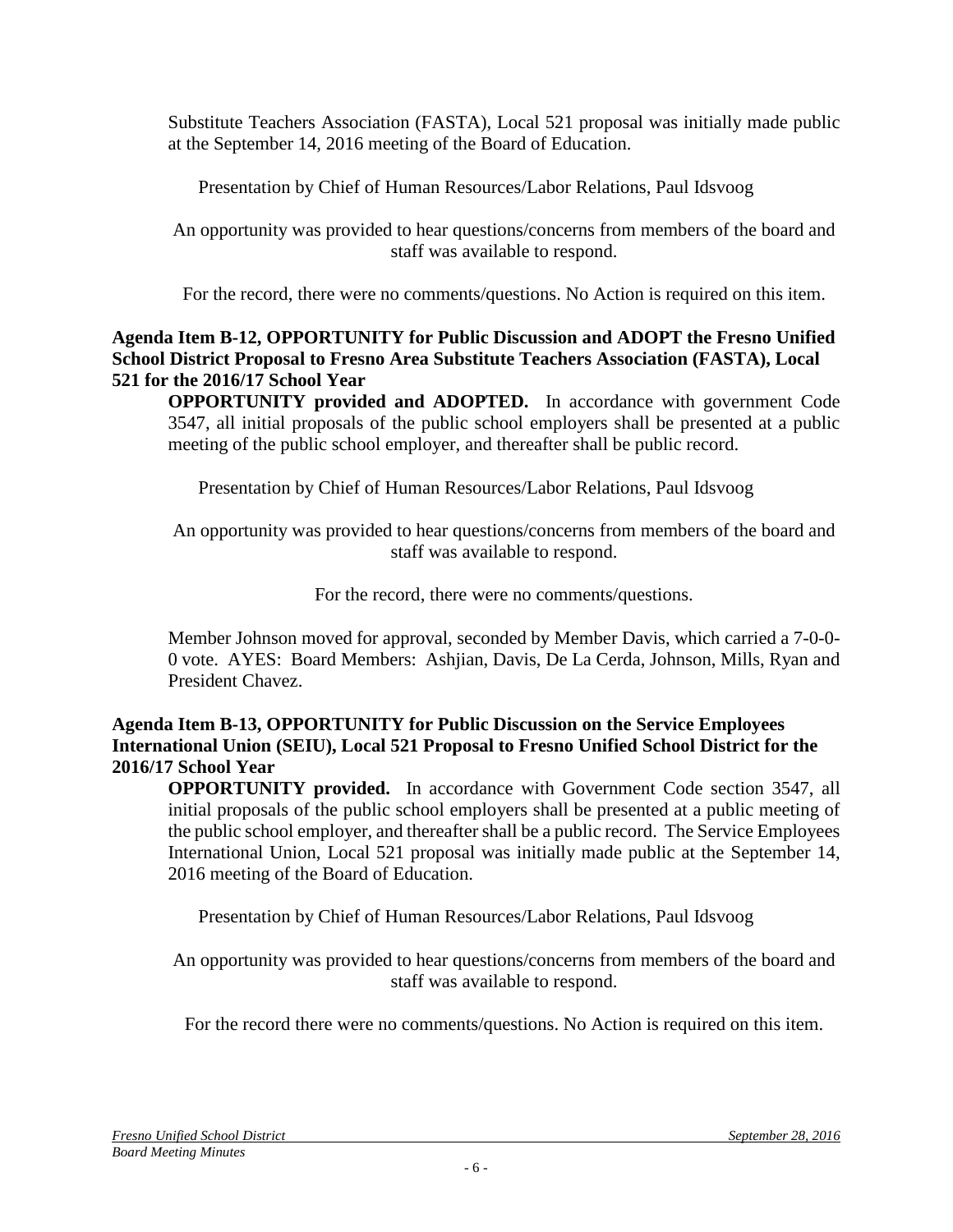Substitute Teachers Association (FASTA), Local 521 proposal was initially made public at the September 14, 2016 meeting of the Board of Education.

Presentation by Chief of Human Resources/Labor Relations, Paul Idsvoog

An opportunity was provided to hear questions/concerns from members of the board and staff was available to respond.

For the record, there were no comments/questions. No Action is required on this item.

**Agenda Item B-12, OPPORTUNITY for Public Discussion and ADOPT the Fresno Unified School District Proposal to Fresno Area Substitute Teachers Association (FASTA), Local 521 for the 2016/17 School Year**

**OPPORTUNITY provided and ADOPTED.** In accordance with government Code 3547, all initial proposals of the public school employers shall be presented at a public meeting of the public school employer, and thereafter shall be public record.

Presentation by Chief of Human Resources/Labor Relations, Paul Idsvoog

An opportunity was provided to hear questions/concerns from members of the board and staff was available to respond.

For the record, there were no comments/questions.

Member Johnson moved for approval, seconded by Member Davis, which carried a 7-0-0-0 vote. AYES: Board Members: Ashjian, Davis, De La Cerda, Johnson, Mills, Ryan and President Chavez.

**Agenda Item B-13, OPPORTUNITY for Public Discussion on the Service Employees International Union (SEIU), Local 521 Proposal to Fresno Unified School District for the 2016/17 School Year**

**OPPORTUNITY provided.** In accordance with Government Code section 3547, all initial proposals of the public school employers shall be presented at a public meeting of the public school employer, and thereafter shall be a public record. The Service Employees International Union, Local 521 proposal was initially made public at the September 14, 2016 meeting of the Board of Education.

Presentation by Chief of Human Resources/Labor Relations, Paul Idsvoog

An opportunity was provided to hear questions/concerns from members of the board and staff was available to respond.

For the record there were no comments/questions. No Action is required on this item.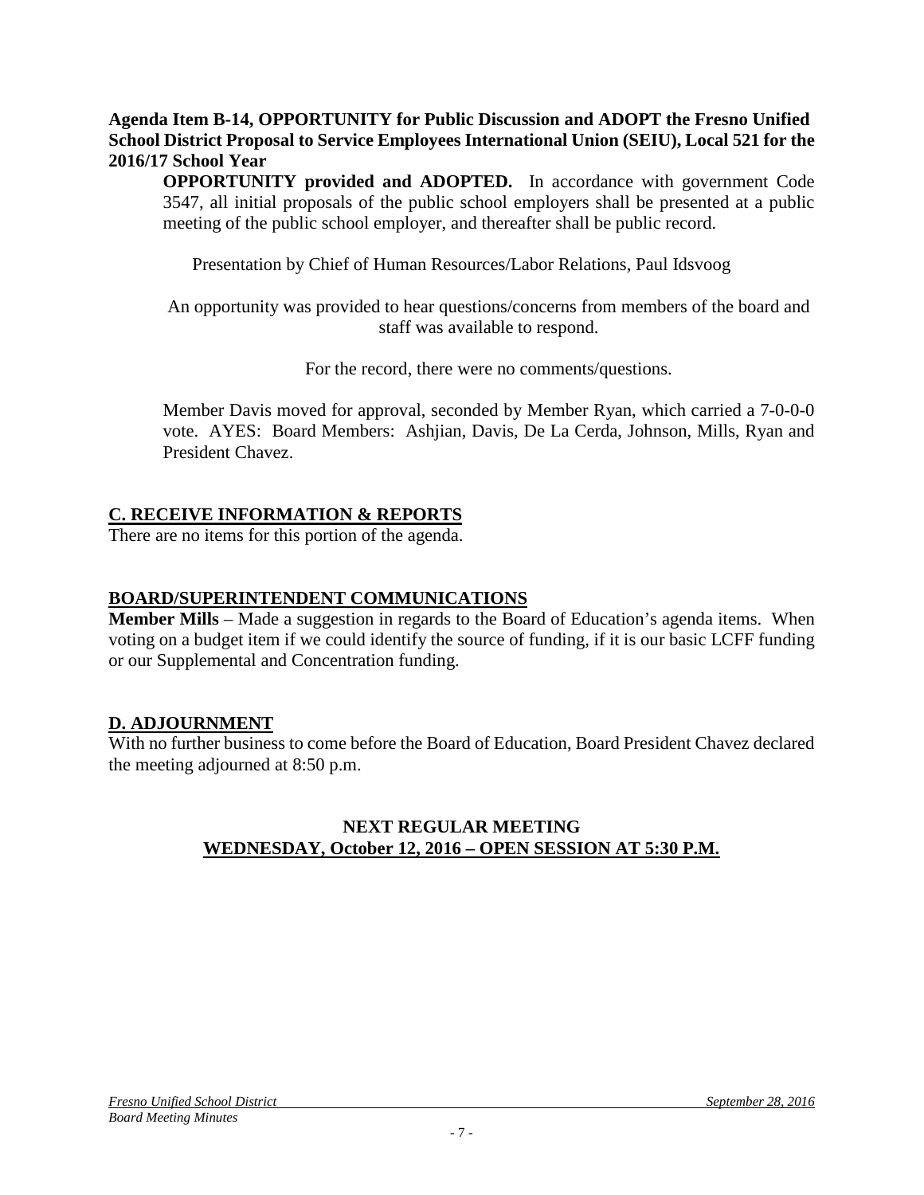**Agenda Item B-14, OPPORTUNITY for Public Discussion and ADOPT the Fresno Unified School District Proposal to Service Employees International Union (SEIU), Local 521 for the 2016/17 School Year**

**OPPORTUNITY provided and ADOPTED.** In accordance with government Code 3547, all initial proposals of the public school employers shall be presented at a public meeting of the public school employer, and thereafter shall be public record.

Presentation by Chief of Human Resources/Labor Relations, Paul Idsvoog

An opportunity was provided to hear questions/concerns from members of the board and staff was available to respond.

For the record, there were no comments/questions.

Member Davis moved for approval, seconded by Member Ryan, which carried a 7-0-0-0 vote. AYES: Board Members: Ashjian, Davis, De La Cerda, Johnson, Mills, Ryan and President Chavez.

## C. RECEIVE INFORMATION & REPORTS

There are no items for this portion of the agenda.

## BOARD/SUPERINTENDENT COMMUNICATIONS

**Member Mills** – Made a suggestion in regards to the Board of Education's agenda items. When voting on a budget item if we could identify the source of funding, if it is our basic LCFF funding or our Supplemental and Concentration funding.

## D. ADJOURNMENT

With no further business to come before the Board of Education, Board President Chavez declared the meeting adjourned at 8:50 p.m.

**NEXT REGULAR MEETING**
**WEDNESDAY, October 12, 2016 – OPEN SESSION AT 5:30 P.M.**